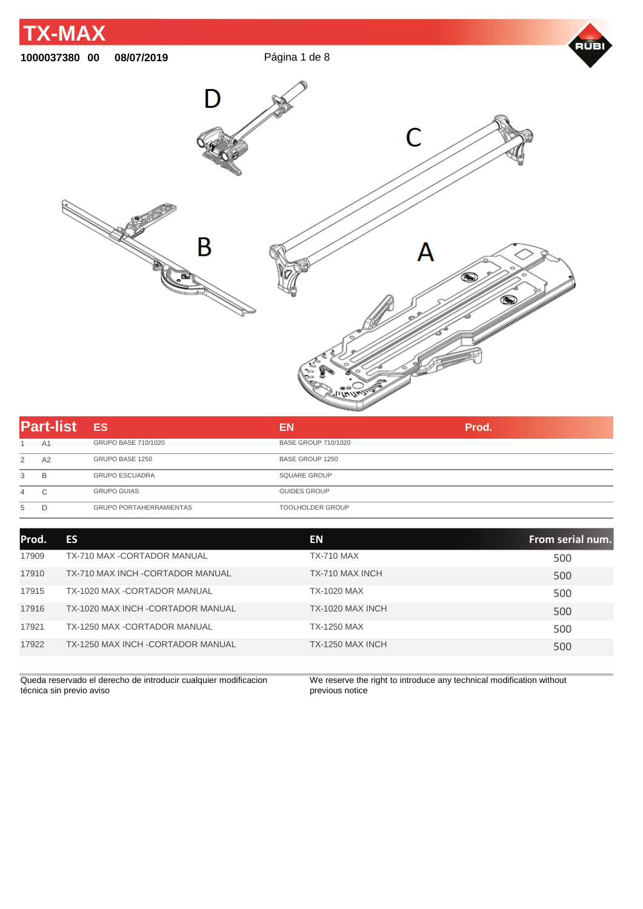# TX-MAX

**1000037380 00 08/07/2019**

D

C

B

A

| Part-list | | ES | EN | Prod. |
|---|---|---|---|---|
| 1 | A1 | GRUPO BASE 710/1020 | BASE GROUP 710/1020 | |
| 2 | A2 | GRUPO BASE 1250 | BASE GROUP 1250 | |
| 3 | B | GRUPO ESCUADRA | SQUARE GROUP | |
| 4 | C | GRUPO GUIAS | GUIDES GROUP | |
| 5 | D | GRUPO PORTAHERRAMIENTAS | TOOLHOLDER GROUP | |

| Prod. | ES | EN | From serial num. |
|---|---|---|---|
| 17909 | TX-710 MAX -CORTADOR MANUAL | TX-710 MAX | 500 |
| 17910 | TX-710 MAX INCH -CORTADOR MANUAL | TX-710 MAX INCH | 500 |
| 17915 | TX-1020 MAX -CORTADOR MANUAL | TX-1020 MAX | 500 |
| 17916 | TX-1020 MAX INCH -CORTADOR MANUAL | TX-1020 MAX INCH | 500 |
| 17921 | TX-1250 MAX -CORTADOR MANUAL | TX-1250 MAX | 500 |
| 17922 | TX-1250 MAX INCH -CORTADOR MANUAL | TX-1250 MAX INCH | 500 |

Queda reservado el derecho de introducir cualquier modificacion técnica sin previo aviso

We reserve the right to introduce any technical modification without previous notice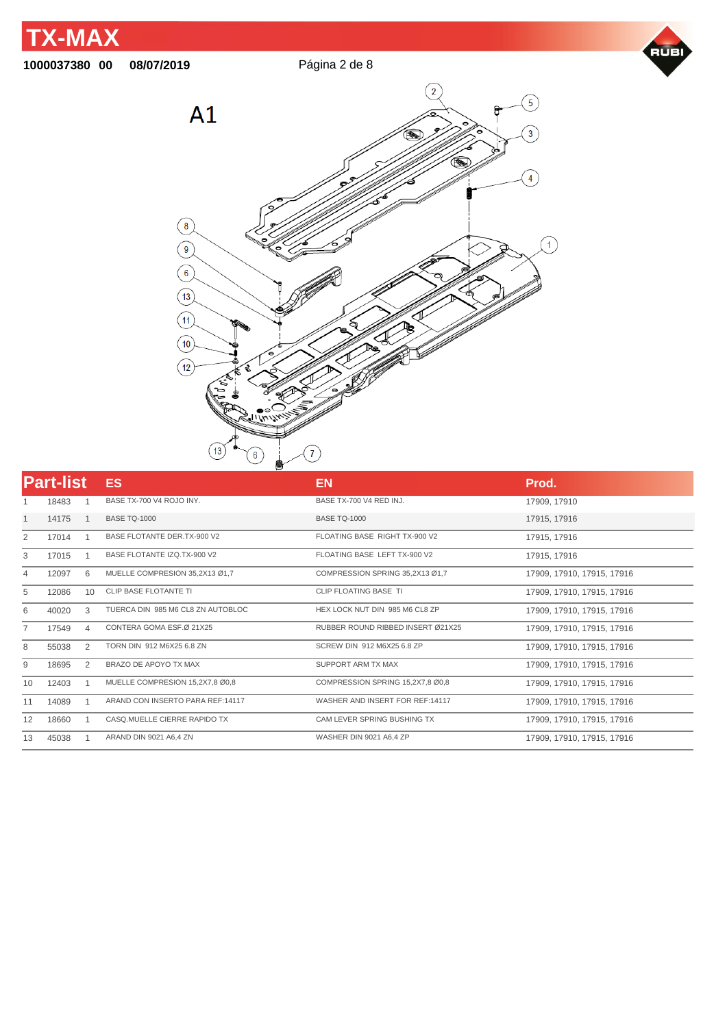# TX-MAX

**1000037380 00 08/07/2019**

## A1

| Part-list | | | ES | EN | Prod. |
|---|---|---|---|---|---|
| 1 | 18483 | 1 | BASE TX-700 V4 ROJO INY. | BASE TX-700 V4 RED INJ. | 17909, 17910 |
| 1 | 14175 | 1 | BASE TQ-1000 | BASE TQ-1000 | 17915, 17916 |
| 2 | 17014 | 1 | BASE FLOTANTE DER.TX-900 V2 | FLOATING BASE RIGHT TX-900 V2 | 17915, 17916 |
| 3 | 17015 | 1 | BASE FLOTANTE IZQ.TX-900 V2 | FLOATING BASE LEFT TX-900 V2 | 17915, 17916 |
| 4 | 12097 | 6 | MUELLE COMPRESION 35,2X13 Ø1,7 | COMPRESSION SPRING 35,2X13 Ø1,7 | 17909, 17910, 17915, 17916 |
| 5 | 12086 | 10 | CLIP BASE FLOTANTE TI | CLIP FLOATING BASE TI | 17909, 17910, 17915, 17916 |
| 6 | 40020 | 3 | TUERCA DIN 985 M6 CL8 ZN AUTOBLOC | HEX LOCK NUT DIN 985 M6 CL8 ZP | 17909, 17910, 17915, 17916 |
| 7 | 17549 | 4 | CONTERA GOMA ESF.Ø 21X25 | RUBBER ROUND RIBBED INSERT Ø21X25 | 17909, 17910, 17915, 17916 |
| 8 | 55038 | 2 | TORN DIN 912 M6X25 6.8 ZN | SCREW DIN 912 M6X25 6.8 ZP | 17909, 17910, 17915, 17916 |
| 9 | 18695 | 2 | BRAZO DE APOYO TX MAX | SUPPORT ARM TX MAX | 17909, 17910, 17915, 17916 |
| 10 | 12403 | 1 | MUELLE COMPRESION 15,2X7,8 Ø0,8 | COMPRESSION SPRING 15,2X7,8 Ø0,8 | 17909, 17910, 17915, 17916 |
| 11 | 14089 | 1 | ARAND CON INSERTO PARA REF:14117 | WASHER AND INSERT FOR REF:14117 | 17909, 17910, 17915, 17916 |
| 12 | 18660 | 1 | CASQ.MUELLE CIERRE RAPIDO TX | CAM LEVER SPRING BUSHING TX | 17909, 17910, 17915, 17916 |
| 13 | 45038 | 1 | ARAND DIN 9021 A6,4 ZN | WASHER DIN 9021 A6,4 ZP | 17909, 17910, 17915, 17916 |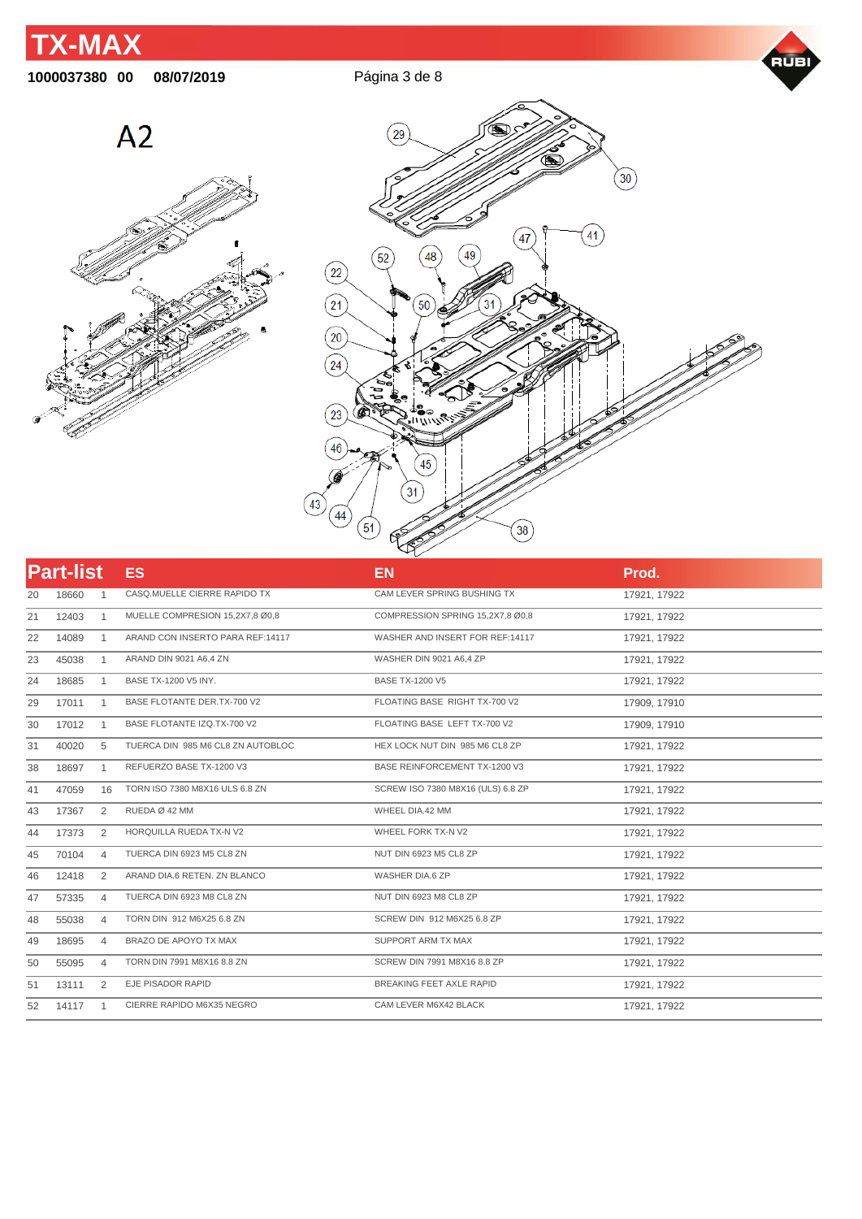# TX-MAX

**1000037380 00 08/07/2019**

## A2

## Part-list

| | | | ES | EN | Prod. |
|---|---|---|---|---|---|
| 20 | 18660 | 1 | CASQ.MUELLE CIERRE RAPIDO TX | CAM LEVER SPRING BUSHING TX | 17921, 17922 |
| 21 | 12403 | 1 | MUELLE COMPRESION 15,2X7,8 Ø0,8 | COMPRESSION SPRING 15,2X7,8 Ø0,8 | 17921, 17922 |
| 22 | 14089 | 1 | ARAND CON INSERTO PARA REF:14117 | WASHER AND INSERT FOR REF:14117 | 17921, 17922 |
| 23 | 45038 | 1 | ARAND DIN 9021 A6,4 ZN | WASHER DIN 9021 A6,4 ZP | 17921, 17922 |
| 24 | 18685 | 1 | BASE TX-1200 V5 INY. | BASE TX-1200 V5 | 17921, 17922 |
| 29 | 17011 | 1 | BASE FLOTANTE DER.TX-700 V2 | FLOATING BASE RIGHT TX-700 V2 | 17909, 17910 |
| 30 | 17012 | 1 | BASE FLOTANTE IZQ.TX-700 V2 | FLOATING BASE LEFT TX-700 V2 | 17909, 17910 |
| 31 | 40020 | 5 | TUERCA DIN 985 M6 CL8 ZN AUTOBLOC | HEX LOCK NUT DIN 985 M6 CL8 ZP | 17921, 17922 |
| 38 | 18697 | 1 | REFUERZO BASE TX-1200 V3 | BASE REINFORCEMENT TX-1200 V3 | 17921, 17922 |
| 41 | 47059 | 16 | TORN ISO 7380 M8X16 ULS 6.8 ZN | SCREW ISO 7380 M8X16 (ULS) 6.8 ZP | 17921, 17922 |
| 43 | 17367 | 2 | RUEDA Ø 42 MM | WHEEL DIA.42 MM | 17921, 17922 |
| 44 | 17373 | 2 | HORQUILLA RUEDA TX-N V2 | WHEEL FORK TX-N V2 | 17921, 17922 |
| 45 | 70104 | 4 | TUERCA DIN 6923 M5 CL8 ZN | NUT DIN 6923 M5 CL8 ZP | 17921, 17922 |
| 46 | 12418 | 2 | ARAND DIA.6 RETEN. ZN BLANCO | WASHER DIA.6 ZP | 17921, 17922 |
| 47 | 57335 | 4 | TUERCA DIN 6923 M8 CL8 ZN | NUT DIN 6923 M8 CL8 ZP | 17921, 17922 |
| 48 | 55038 | 4 | TORN DIN 912 M6X25 6.8 ZN | SCREW DIN 912 M6X25 6.8 ZP | 17921, 17922 |
| 49 | 18695 | 4 | BRAZO DE APOYO TX MAX | SUPPORT ARM TX MAX | 17921, 17922 |
| 50 | 55095 | 4 | TORN DIN 7991 M8X16 8.8 ZN | SCREW DIN 7991 M8X16 8.8 ZP | 17921, 17922 |
| 51 | 13111 | 2 | EJE PISADOR RAPID | BREAKING FEET AXLE RAPID | 17921, 17922 |
| 52 | 14117 | 1 | CIERRE RAPIDO M6X35 NEGRO | CAM LEVER M6X42 BLACK | 17921, 17922 |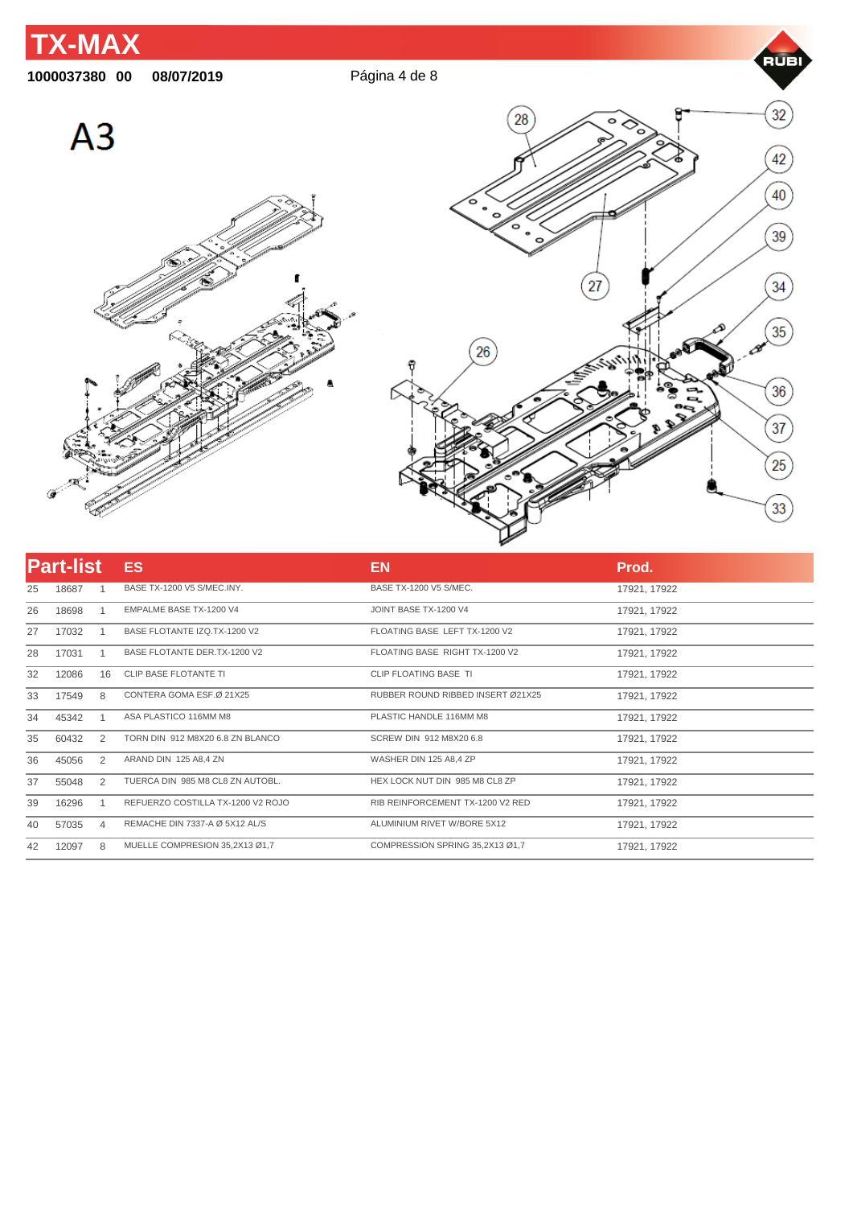# TX-MAX

**1000037380 00 08/07/2019**

# A3

## Part-list

| | | | ES | EN | Prod. |
|---|---|---|---|---|---|
| 25 | 18687 | 1 | BASE TX-1200 V5 S/MEC.INY. | BASE TX-1200 V5 S/MEC. | 17921, 17922 |
| 26 | 18698 | 1 | EMPALME BASE TX-1200 V4 | JOINT BASE TX-1200 V4 | 17921, 17922 |
| 27 | 17032 | 1 | BASE FLOTANTE IZQ.TX-1200 V2 | FLOATING BASE LEFT TX-1200 V2 | 17921, 17922 |
| 28 | 17031 | 1 | BASE FLOTANTE DER.TX-1200 V2 | FLOATING BASE RIGHT TX-1200 V2 | 17921, 17922 |
| 32 | 12086 | 16 | CLIP BASE FLOTANTE TI | CLIP FLOATING BASE TI | 17921, 17922 |
| 33 | 17549 | 8 | CONTERA GOMA ESF.Ø 21X25 | RUBBER ROUND RIBBED INSERT Ø21X25 | 17921, 17922 |
| 34 | 45342 | 1 | ASA PLASTICO 116MM M8 | PLASTIC HANDLE 116MM M8 | 17921, 17922 |
| 35 | 60432 | 2 | TORN DIN 912 M8X20 6.8 ZN BLANCO | SCREW DIN 912 M8X20 6.8 | 17921, 17922 |
| 36 | 45056 | 2 | ARAND DIN 125 A8,4 ZN | WASHER DIN 125 A8,4 ZP | 17921, 17922 |
| 37 | 55048 | 2 | TUERCA DIN 985 M8 CL8 ZN AUTOBL. | HEX LOCK NUT DIN 985 M8 CL8 ZP | 17921, 17922 |
| 39 | 16296 | 1 | REFUERZO COSTILLA TX-1200 V2 ROJO | RIB REINFORCEMENT TX-1200 V2 RED | 17921, 17922 |
| 40 | 57035 | 4 | REMACHE DIN 7337-A Ø 5X12 AL/S | ALUMINIUM RIVET W/BORE 5X12 | 17921, 17922 |
| 42 | 12097 | 8 | MUELLE COMPRESION 35,2X13 Ø1,7 | COMPRESSION SPRING 35,2X13 Ø1,7 | 17921, 17922 |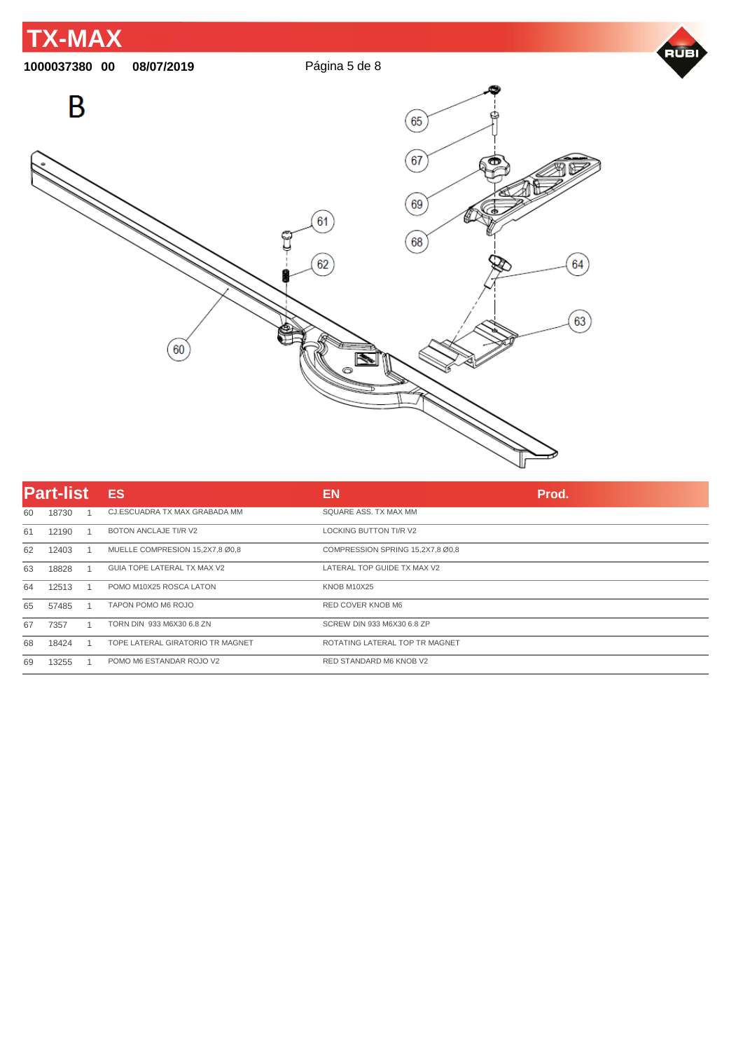# TX-MAX

1000037380 00 08/07/2019

B

## Part-list

| | | | ES | EN | Prod. |
|---|---|---|---|---|---|
| 60 | 18730 | 1 | CJ.ESCUADRA TX MAX GRABADA MM | SQUARE ASS. TX MAX MM | |
| 61 | 12190 | 1 | BOTON ANCLAJE TI/R V2 | LOCKING BUTTON TI/R V2 | |
| 62 | 12403 | 1 | MUELLE COMPRESION 15,2X7,8 Ø0,8 | COMPRESSION SPRING 15,2X7,8 Ø0,8 | |
| 63 | 18828 | 1 | GUIA TOPE LATERAL TX MAX V2 | LATERAL TOP GUIDE TX MAX V2 | |
| 64 | 12513 | 1 | POMO M10X25 ROSCA LATON | KNOB M10X25 | |
| 65 | 57485 | 1 | TAPON POMO M6 ROJO | RED COVER KNOB M6 | |
| 67 | 7357 | 1 | TORN DIN 933 M6X30 6.8 ZN | SCREW DIN 933 M6X30 6.8 ZP | |
| 68 | 18424 | 1 | TOPE LATERAL GIRATORIO TR MAGNET | ROTATING LATERAL TOP TR MAGNET | |
| 69 | 13255 | 1 | POMO M6 ESTANDAR ROJO V2 | RED STANDARD M6 KNOB V2 | |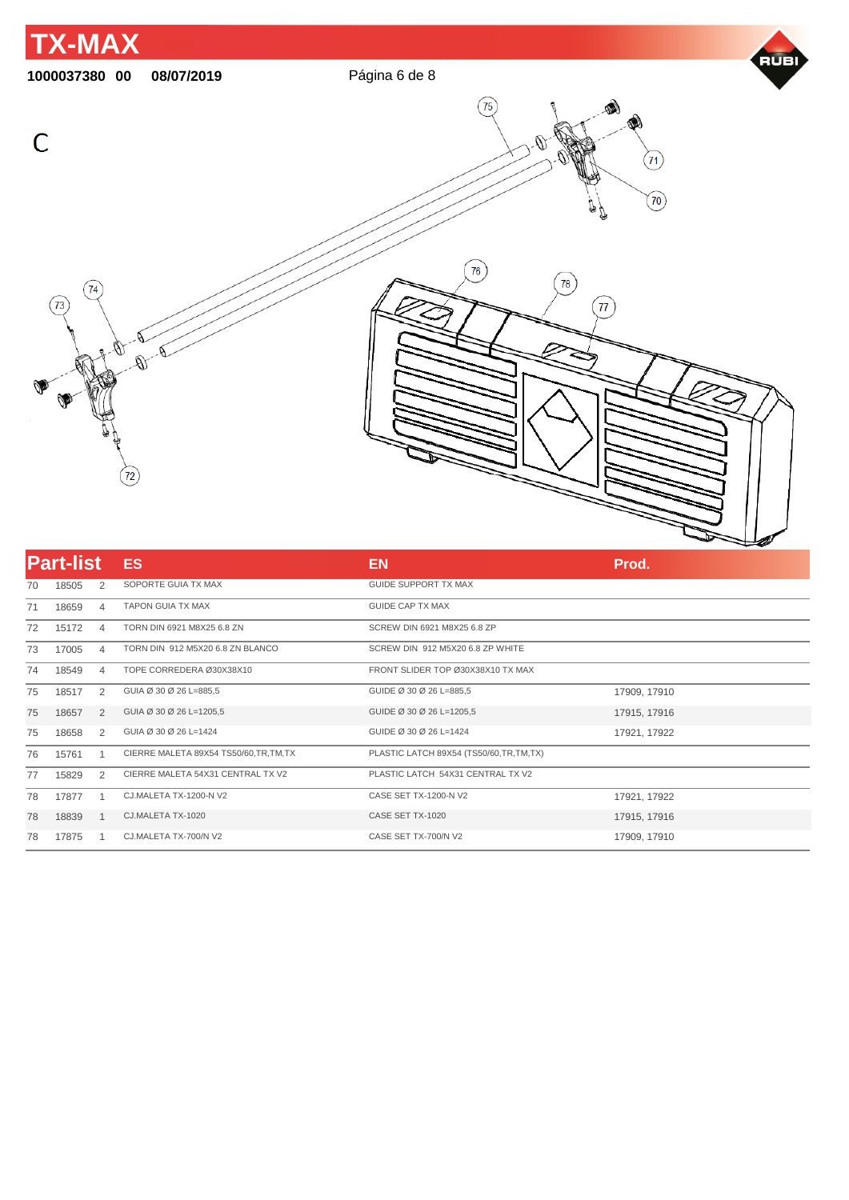# TX-MAX

**1000037380 00 08/07/2019**

C

## Part-list

| | | | ES | EN | Prod. |
|---|---|---|---|---|---|
| 70 | 18505 | 2 | SOPORTE GUIA TX MAX | GUIDE SUPPORT TX MAX | |
| 71 | 18659 | 4 | TAPON GUIA TX MAX | GUIDE CAP TX MAX | |
| 72 | 15172 | 4 | TORN DIN 6921 M8X25 6.8 ZN | SCREW DIN 6921 M8X25 6.8 ZP | |
| 73 | 17005 | 4 | TORN DIN 912 M5X20 6.8 ZN BLANCO | SCREW DIN 912 M5X20 6.8 ZP WHITE | |
| 74 | 18549 | 4 | TOPE CORREDERA Ø30X38X10 | FRONT SLIDER TOP Ø30X38X10 TX MAX | |
| 75 | 18517 | 2 | GUIA Ø 30 Ø 26 L=885,5 | GUIDE Ø 30 Ø 26 L=885,5 | 17909, 17910 |
| 75 | 18657 | 2 | GUIA Ø 30 Ø 26 L=1205,5 | GUIDE Ø 30 Ø 26 L=1205,5 | 17915, 17916 |
| 75 | 18658 | 2 | GUIA Ø 30 Ø 26 L=1424 | GUIDE Ø 30 Ø 26 L=1424 | 17921, 17922 |
| 76 | 15761 | 1 | CIERRE MALETA 89X54 TS50/60,TR,TM,TX | PLASTIC LATCH 89X54 (TS50/60,TR,TM,TX) | |
| 77 | 15829 | 2 | CIERRE MALETA 54X31 CENTRAL TX V2 | PLASTIC LATCH 54X31 CENTRAL TX V2 | |
| 78 | 17877 | 1 | CJ.MALETA TX-1200-N V2 | CASE SET TX-1200-N V2 | 17921, 17922 |
| 78 | 18839 | 1 | CJ.MALETA TX-1020 | CASE SET TX-1020 | 17915, 17916 |
| 78 | 17875 | 1 | CJ.MALETA TX-700/N V2 | CASE SET TX-700/N V2 | 17909, 17910 |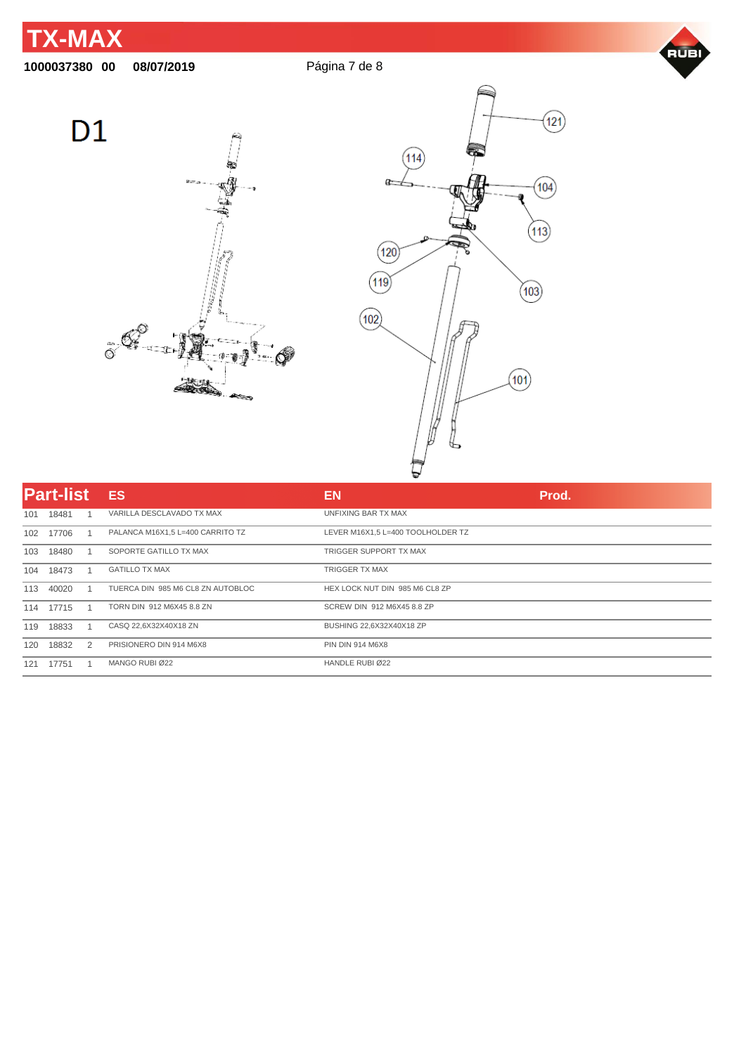# TX-MAX

1000037380 00 08/07/2019

## D1

| Part-list | | | ES | EN | Prod. |
|---|---|---|---|---|---|
| 101 | 18481 | 1 | VARILLA DESCLAVADO TX MAX | UNFIXING BAR TX MAX | |
| 102 | 17706 | 1 | PALANCA M16X1,5 L=400 CARRITO TZ | LEVER M16X1,5 L=400 TOOLHOLDER TZ | |
| 103 | 18480 | 1 | SOPORTE GATILLO TX MAX | TRIGGER SUPPORT TX MAX | |
| 104 | 18473 | 1 | GATILLO TX MAX | TRIGGER TX MAX | |
| 113 | 40020 | 1 | TUERCA DIN 985 M6 CL8 ZN AUTOBLOC | HEX LOCK NUT DIN 985 M6 CL8 ZP | |
| 114 | 17715 | 1 | TORN DIN 912 M6X45 8.8 ZN | SCREW DIN 912 M6X45 8.8 ZP | |
| 119 | 18833 | 1 | CASQ 22,6X32X40X18 ZN | BUSHING 22,6X32X40X18 ZP | |
| 120 | 18832 | 2 | PRISIONERO DIN 914 M6X8 | PIN DIN 914 M6X8 | |
| 121 | 17751 | 1 | MANGO RUBI Ø22 | HANDLE RUBI Ø22 | |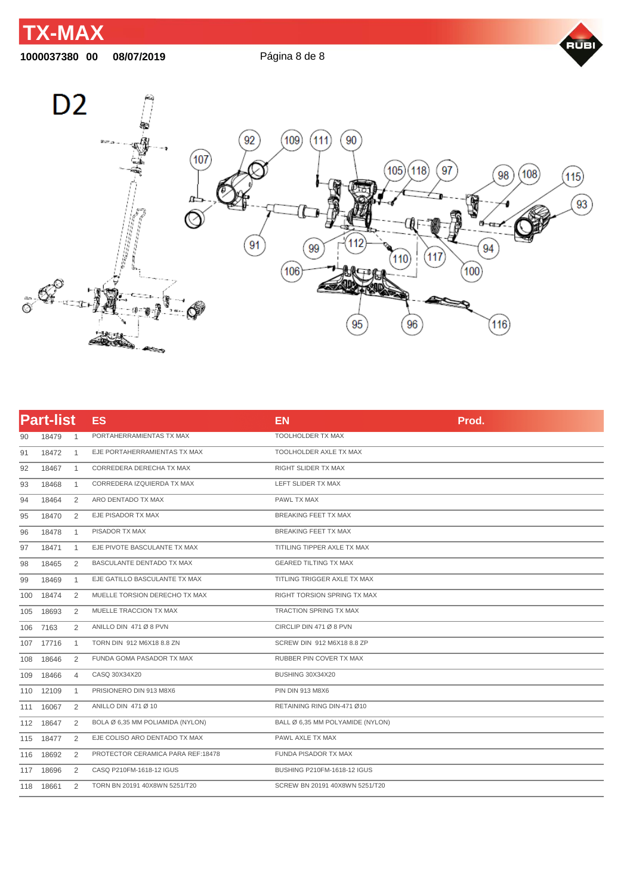# TX-MAX

**1000037380 00 08/07/2019**

## D2

92 109 111 90 107 105 118 97 98 108 115 93 91 99 112 110 117 94 106 100 95 96 116

| Part-list | | | ES | EN | Prod. |
|---|---|---|---|---|---|
| 90 | 18479 | 1 | PORTAHERRAMIENTAS TX MAX | TOOLHOLDER TX MAX | |
| 91 | 18472 | 1 | EJE PORTAHERRAMIENTAS TX MAX | TOOLHOLDER AXLE TX MAX | |
| 92 | 18467 | 1 | CORREDERA DERECHA TX MAX | RIGHT SLIDER TX MAX | |
| 93 | 18468 | 1 | CORREDERA IZQUIERDA TX MAX | LEFT SLIDER TX MAX | |
| 94 | 18464 | 2 | ARO DENTADO TX MAX | PAWL TX MAX | |
| 95 | 18470 | 2 | EJE PISADOR TX MAX | BREAKING FEET TX MAX | |
| 96 | 18478 | 1 | PISADOR TX MAX | BREAKING FEET TX MAX | |
| 97 | 18471 | 1 | EJE PIVOTE BASCULANTE TX MAX | TITILING TIPPER AXLE TX MAX | |
| 98 | 18465 | 2 | BASCULANTE DENTADO TX MAX | GEARED TILTING TX MAX | |
| 99 | 18469 | 1 | EJE GATILLO BASCULANTE TX MAX | TITLING TRIGGER AXLE TX MAX | |
| 100 | 18474 | 2 | MUELLE TORSION DERECHO TX MAX | RIGHT TORSION SPRING TX MAX | |
| 105 | 18693 | 2 | MUELLE TRACCION TX MAX | TRACTION SPRING TX MAX | |
| 106 | 7163 | 2 | ANILLO DIN 471 Ø 8 PVN | CIRCLIP DIN 471 Ø 8 PVN | |
| 107 | 17716 | 1 | TORN DIN 912 M6X18 8.8 ZN | SCREW DIN 912 M6X18 8.8 ZP | |
| 108 | 18646 | 2 | FUNDA GOMA PASADOR TX MAX | RUBBER PIN COVER TX MAX | |
| 109 | 18466 | 4 | CASQ 30X34X20 | BUSHING 30X34X20 | |
| 110 | 12109 | 1 | PRISIONERO DIN 913 M8X6 | PIN DIN 913 M8X6 | |
| 111 | 16067 | 2 | ANILLO DIN 471 Ø 10 | RETAINING RING DIN-471 Ø10 | |
| 112 | 18647 | 2 | BOLA Ø 6,35 MM POLIAMIDA (NYLON) | BALL Ø 6,35 MM POLYAMIDE (NYLON) | |
| 115 | 18477 | 2 | EJE COLISO ARO DENTADO TX MAX | PAWL AXLE TX MAX | |
| 116 | 18692 | 2 | PROTECTOR CERAMICA PARA REF:18478 | FUNDA PISADOR TX MAX | |
| 117 | 18696 | 2 | CASQ P210FM-1618-12 IGUS | BUSHING P210FM-1618-12 IGUS | |
| 118 | 18661 | 2 | TORN BN 20191 40X8WN 5251/T20 | SCREW BN 20191 40X8WN 5251/T20 | |